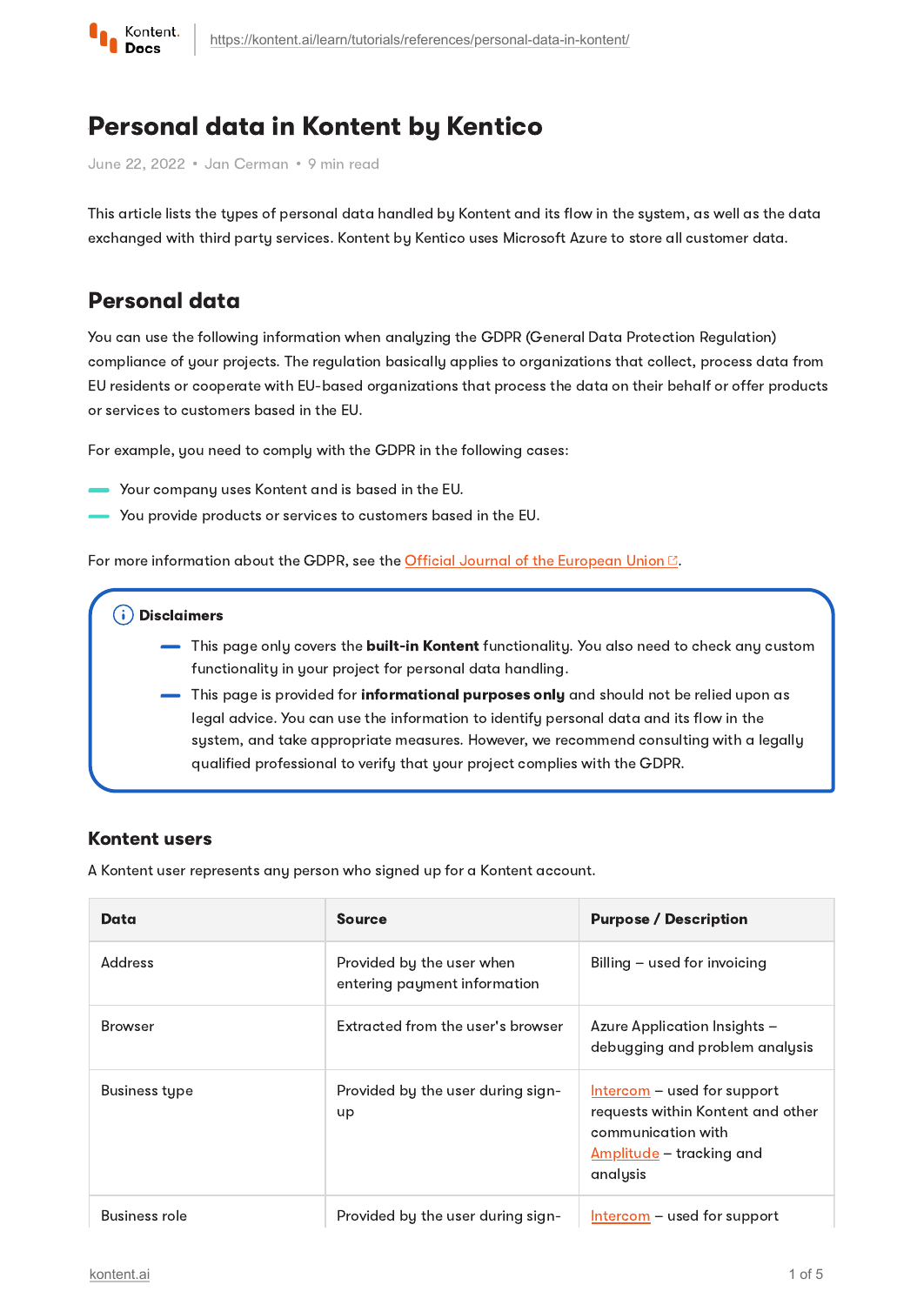# Personal data in Kontent by Kentico

June 22, 2022 • Jan Cerman • 9 min read

This article lists the types of personal data handled by Kontent and its flow in the system, as well as the data exchanged with third party services. Kontent by Kentico uses Microsoft Azure to store all customer data.

## Personal data

You can use the following information when analyzing the GDPR (General Data Protection Regulation) compliance of your projects. The regulation basically applies to organizations that collect, process data from EU residents or cooperate with EU-based organizations that process the data on their behalf or offer products or services to customers based in the EU.

For example, you need to comply with the GDPR in the following cases:

- Your company uses Kontent and is based in the EU.
- You provide products or services to customers based in the EU.

For more information about the GDPR, see the Official Journal of the European Union.

> **Disclaimers**
>
> - This page only covers the **built-in Kontent** functionality. You also need to check any custom functionality in your project for personal data handling.
> - This page is provided for **informational purposes only** and should not be relied upon as legal advice. You can use the information to identify personal data and its flow in the system, and take appropriate measures. However, we recommend consulting with a legally qualified professional to verify that your project complies with the GDPR.

### Kontent users

A Kontent user represents any person who signed up for a Kontent account.

| Data | Source | Purpose / Description |
| --- | --- | --- |
| Address | Provided by the user when entering payment information | Billing – used for invoicing |
| Browser | Extracted from the user's browser | Azure Application Insights – debugging and problem analysis |
| Business type | Provided by the user during sign-up | Intercom – used for support requests within Kontent and other communication with Amplitude – tracking and analysis |
| Business role | Provided by the user during sign- | Intercom – used for support |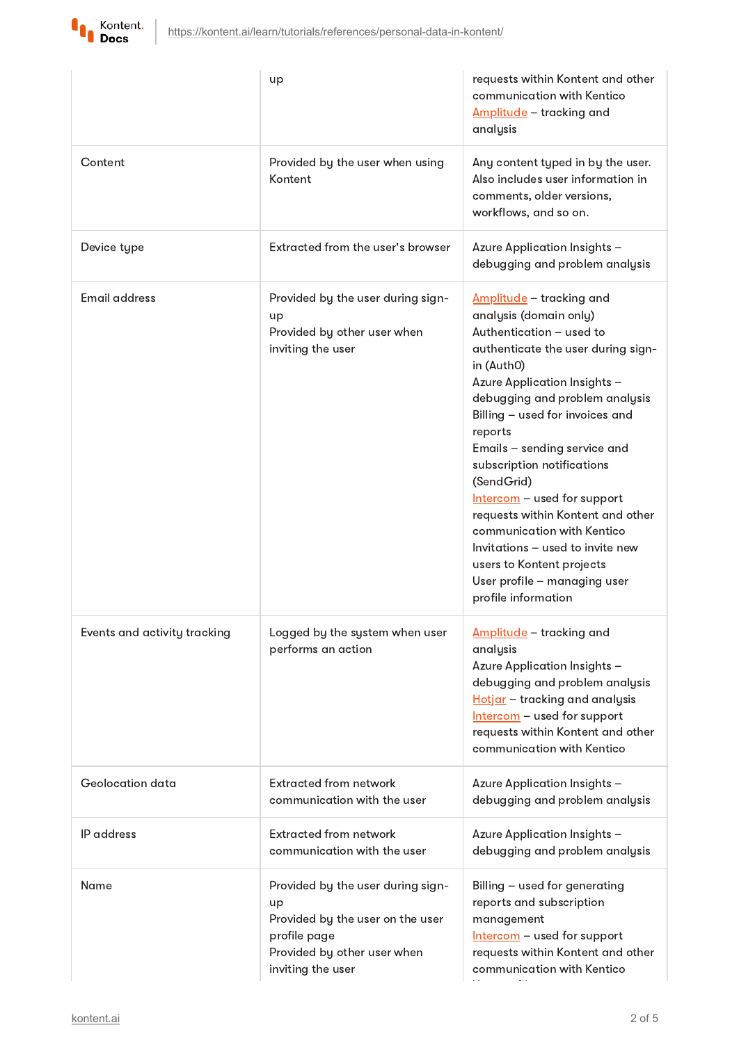| | | |
|---|---|---|
| | up | requests within Kontent and other communication with Kentico<br>Amplitude – tracking and analysis |
| Content | Provided by the user when using Kontent | Any content typed in by the user. Also includes user information in comments, older versions, workflows, and so on. |
| Device type | Extracted from the user's browser | Azure Application Insights – debugging and problem analysis |
| Email address | Provided by the user during sign-up<br>Provided by other user when inviting the user | Amplitude – tracking and analysis (domain only)<br>Authentication – used to authenticate the user during sign-in (Auth0)<br>Azure Application Insights – debugging and problem analysis<br>Billing – used for invoices and reports<br>Emails – sending service and subscription notifications (SendGrid)<br>Intercom – used for support requests within Kontent and other communication with Kentico<br>Invitations – used to invite new users to Kontent projects<br>User profile – managing user profile information |
| Events and activity tracking | Logged by the system when user performs an action | Amplitude – tracking and analysis<br>Azure Application Insights – debugging and problem analysis<br>Hotjar – tracking and analysis<br>Intercom – used for support requests within Kontent and other communication with Kentico |
| Geolocation data | Extracted from network communication with the user | Azure Application Insights – debugging and problem analysis |
| IP address | Extracted from network communication with the user | Azure Application Insights – debugging and problem analysis |
| Name | Provided by the user during sign-up<br>Provided by the user on the user profile page<br>Provided by other user when inviting the user | Billing – used for generating reports and subscription management<br>Intercom – used for support requests within Kontent and other communication with Kentico |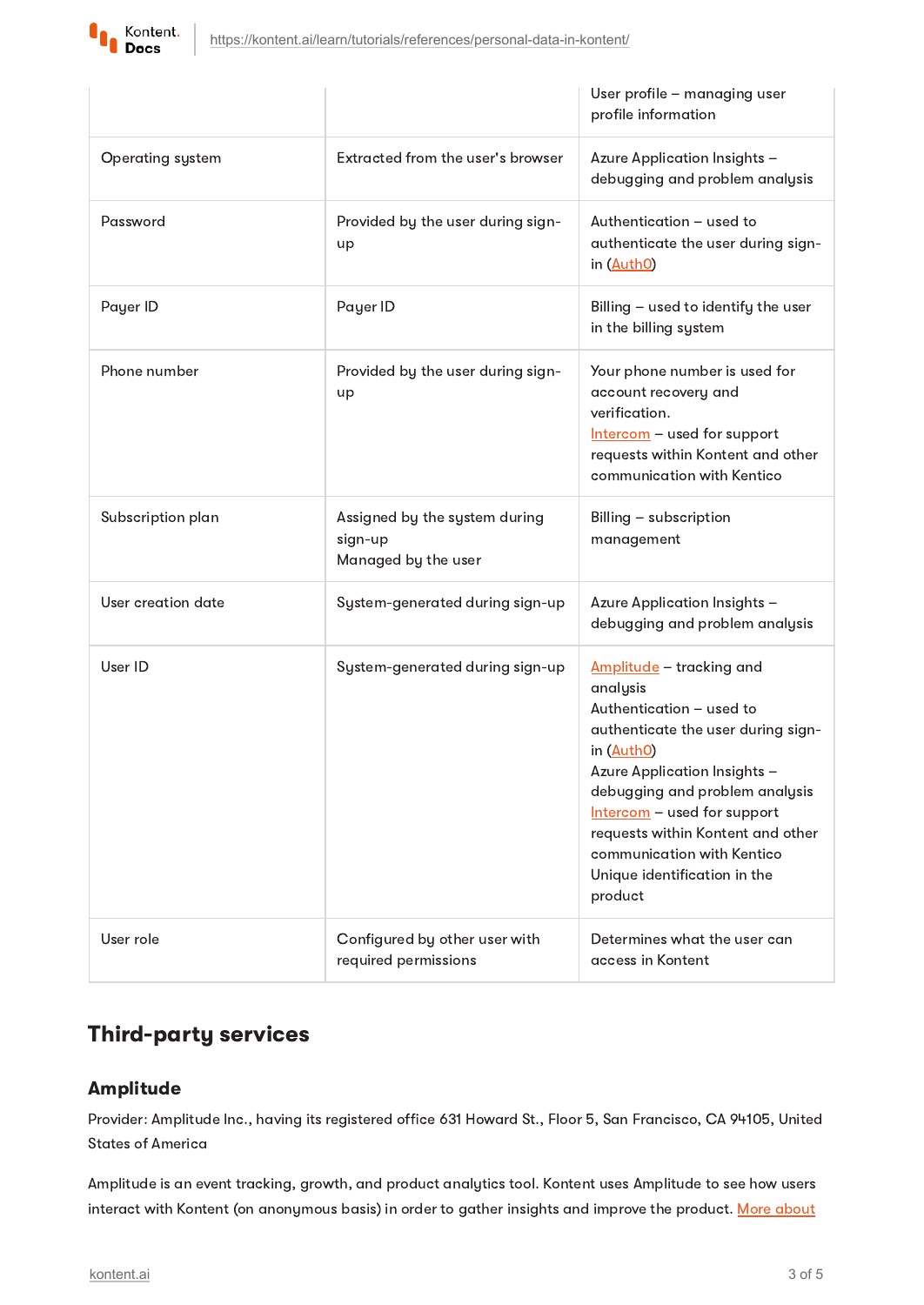| | | |
|---|---|---|
| | | User profile – managing user profile information |
| Operating system | Extracted from the user's browser | Azure Application Insights – debugging and problem analysis |
| Password | Provided by the user during sign-up | Authentication – used to authenticate the user during sign-in (Auth0) |
| Payer ID | Payer ID | Billing – used to identify the user in the billing system |
| Phone number | Provided by the user during sign-up | Your phone number is used for account recovery and verification.<br>Intercom – used for support requests within Kontent and other communication with Kentico |
| Subscription plan | Assigned by the system during sign-up<br>Managed by the user | Billing – subscription management |
| User creation date | System-generated during sign-up | Azure Application Insights – debugging and problem analysis |
| User ID | System-generated during sign-up | Amplitude – tracking and analysis<br>Authentication – used to authenticate the user during sign-in (Auth0)<br>Azure Application Insights – debugging and problem analysis<br>Intercom – used for support requests within Kontent and other communication with Kentico<br>Unique identification in the product |
| User role | Configured by other user with required permissions | Determines what the user can access in Kontent |

## Third-party services

### Amplitude

Provider: Amplitude Inc., having its registered office 631 Howard St., Floor 5, San Francisco, CA 94105, United States of America

Amplitude is an event tracking, growth, and product analytics tool. Kontent uses Amplitude to see how users interact with Kontent (on anonymous basis) in order to gather insights and improve the product. More about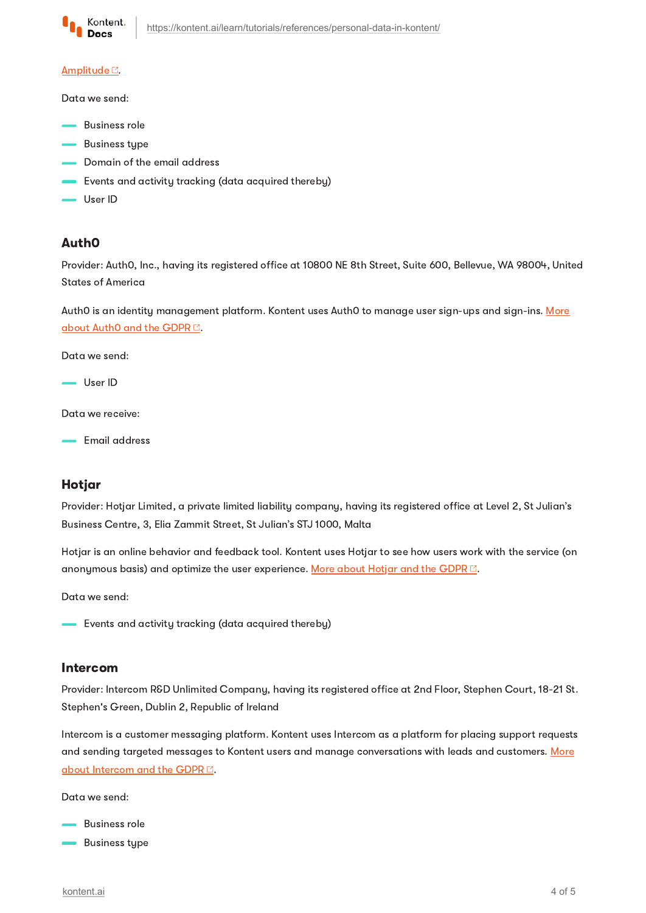[Amplitude](#).

Data we send:

- Business role
- Business type
- Domain of the email address
- Events and activity tracking (data acquired thereby)
- User ID

### Auth0

Provider: Auth0, Inc., having its registered office at 10800 NE 8th Street, Suite 600, Bellevue, WA 98004, United States of America

Auth0 is an identity management platform. Kontent uses Auth0 to manage user sign-ups and sign-ins. [More about Auth0 and the GDPR](#).

Data we send:

- User ID

Data we receive:

- Email address

### Hotjar

Provider: Hotjar Limited, a private limited liability company, having its registered office at Level 2, St Julian's Business Centre, 3, Elia Zammit Street, St Julian's STJ 1000, Malta

Hotjar is an online behavior and feedback tool. Kontent uses Hotjar to see how users work with the service (on anonymous basis) and optimize the user experience. [More about Hotjar and the GDPR](#).

Data we send:

- Events and activity tracking (data acquired thereby)

### Intercom

Provider: Intercom R&D Unlimited Company, having its registered office at 2nd Floor, Stephen Court, 18-21 St. Stephen's Green, Dublin 2, Republic of Ireland

Intercom is a customer messaging platform. Kontent uses Intercom as a platform for placing support requests and sending targeted messages to Kontent users and manage conversations with leads and customers. [More about Intercom and the GDPR](#).

Data we send:

- Business role
- Business type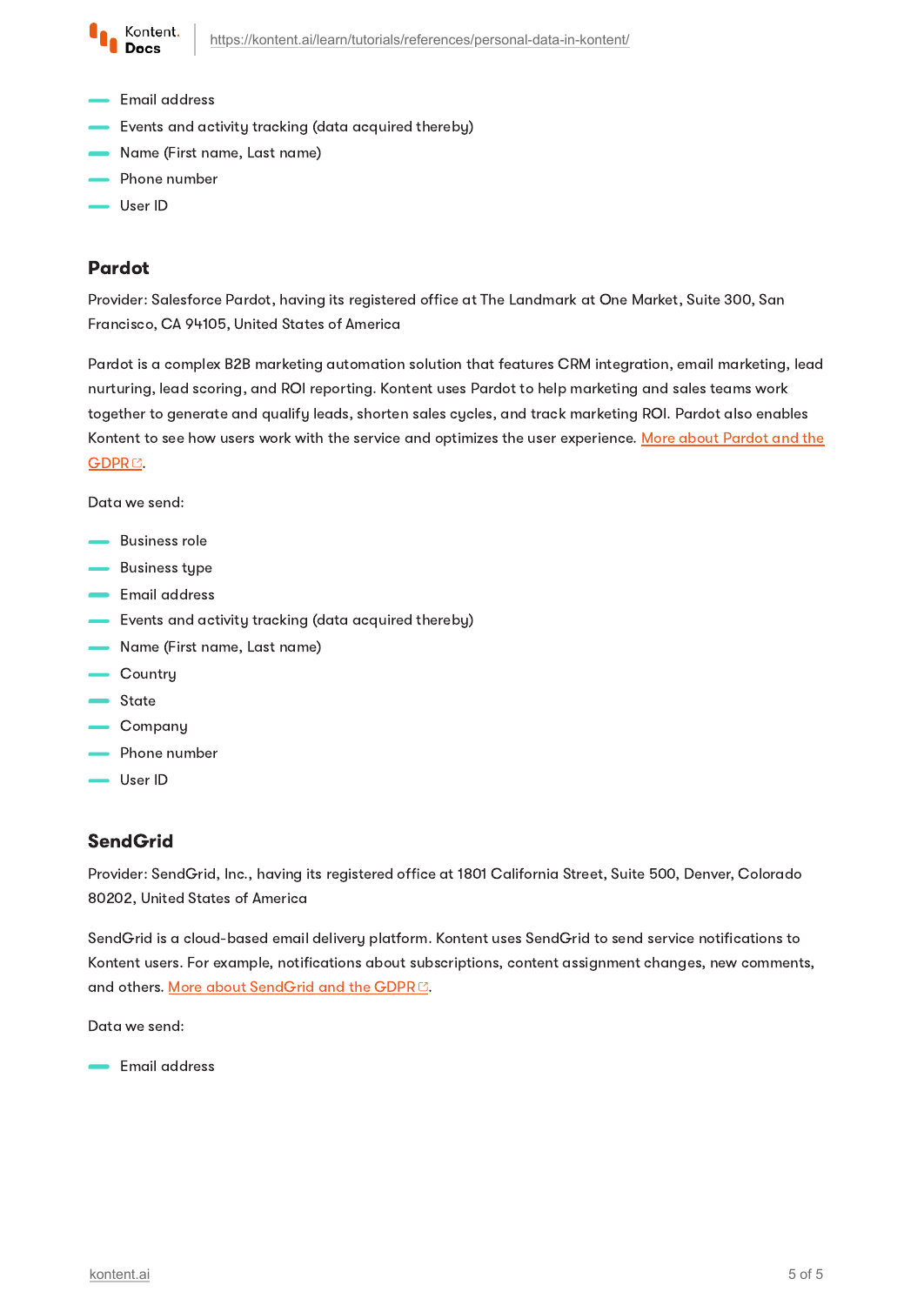- Email address
- Events and activity tracking (data acquired thereby)
- Name (First name, Last name)
- Phone number
- User ID

## Pardot

Provider: Salesforce Pardot, having its registered office at The Landmark at One Market, Suite 300, San Francisco, CA 94105, United States of America

Pardot is a complex B2B marketing automation solution that features CRM integration, email marketing, lead nurturing, lead scoring, and ROI reporting. Kontent uses Pardot to help marketing and sales teams work together to generate and qualify leads, shorten sales cycles, and track marketing ROI. Pardot also enables Kontent to see how users work with the service and optimizes the user experience. More about Pardot and the GDPR.

Data we send:

- Business role
- Business type
- Email address
- Events and activity tracking (data acquired thereby)
- Name (First name, Last name)
- Country
- State
- Company
- Phone number
- User ID

## SendGrid

Provider: SendGrid, Inc., having its registered office at 1801 California Street, Suite 500, Denver, Colorado 80202, United States of America

SendGrid is a cloud-based email delivery platform. Kontent uses SendGrid to send service notifications to Kontent users. For example, notifications about subscriptions, content assignment changes, new comments, and others. More about SendGrid and the GDPR.

Data we send:

- Email address